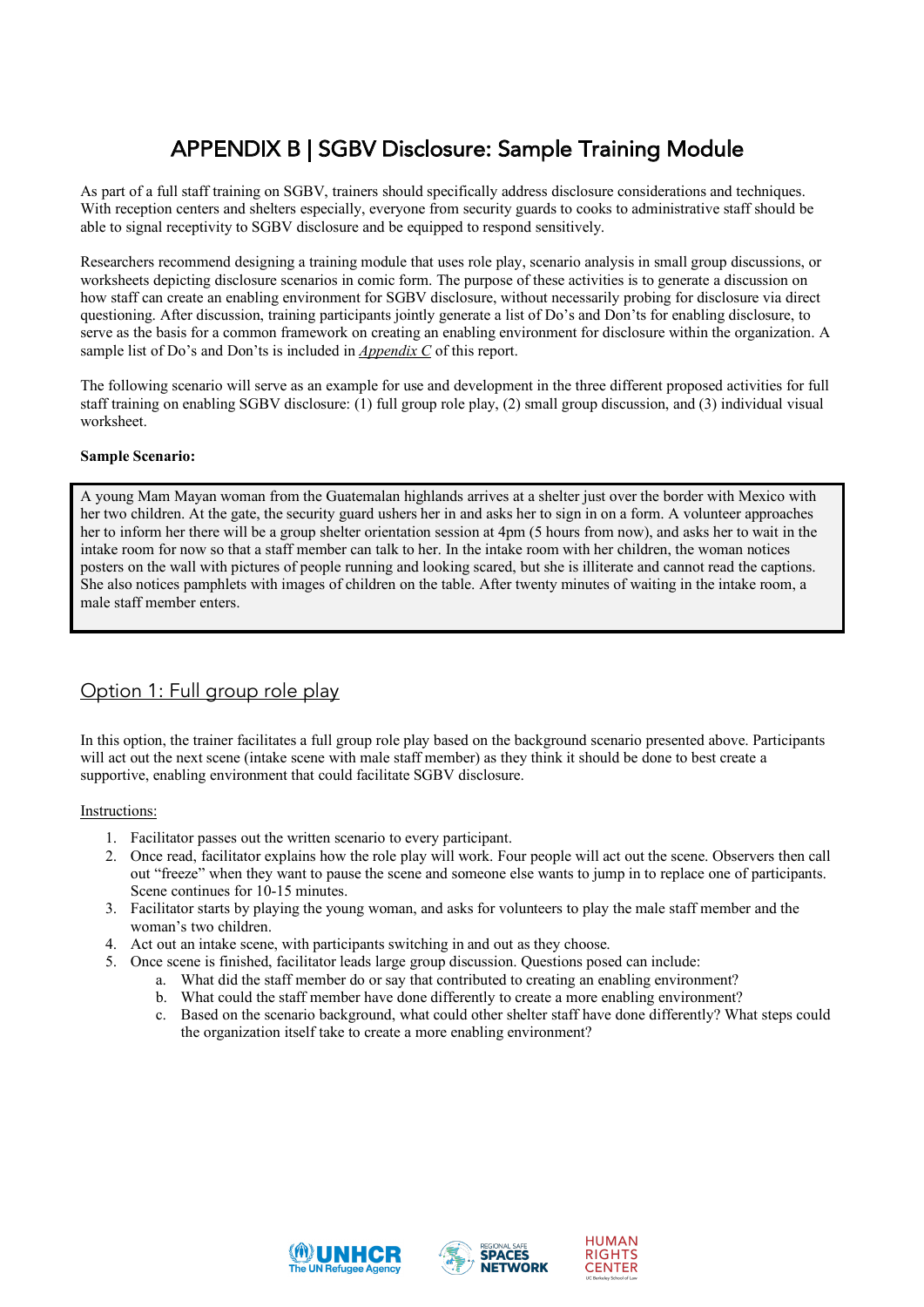# APPENDIX B | SGBV Disclosure: Sample Training Module

As part of a full staff training on SGBV, trainers should specifically address disclosure considerations and techniques. With reception centers and shelters especially, everyone from security guards to cooks to administrative staff should be able to signal receptivity to SGBV disclosure and be equipped to respond sensitively.

Researchers recommend designing a training module that uses role play, scenario analysis in small group discussions, or worksheets depicting disclosure scenarios in comic form. The purpose of these activities is to generate a discussion on how staff can create an enabling environment for SGBV disclosure, without necessarily probing for disclosure via direct questioning. After discussion, training participants jointly generate a list of Do's and Don'ts for enabling disclosure, to serve as the basis for a common framework on creating an enabling environment for disclosure within the organization. A sample list of Do's and Don'ts is included in *Appendix C* of this report.

The following scenario will serve as an example for use and development in the three different proposed activities for full staff training on enabling SGBV disclosure: (1) full group role play, (2) small group discussion, and (3) individual visual worksheet.

**Sample Scenario:**

> A young Mam Mayan woman from the Guatemalan highlands arrives at a shelter just over the border with Mexico with her two children. At the gate, the security guard ushers her in and asks her to sign in on a form. A volunteer approaches her to inform her there will be a group shelter orientation session at 4pm (5 hours from now), and asks her to wait in the intake room for now so that a staff member can talk to her. In the intake room with her children, the woman notices posters on the wall with pictures of people running and looking scared, but she is illiterate and cannot read the captions. She also notices pamphlets with images of children on the table. After twenty minutes of waiting in the intake room, a male staff member enters.

## Option 1: Full group role play

In this option, the trainer facilitates a full group role play based on the background scenario presented above. Participants will act out the next scene (intake scene with male staff member) as they think it should be done to best create a supportive, enabling environment that could facilitate SGBV disclosure.

Instructions:

1. Facilitator passes out the written scenario to every participant.
2. Once read, facilitator explains how the role play will work. Four people will act out the scene. Observers then call out "freeze" when they want to pause the scene and someone else wants to jump in to replace one of participants. Scene continues for 10-15 minutes.
3. Facilitator starts by playing the young woman, and asks for volunteers to play the male staff member and the woman's two children.
4. Act out an intake scene, with participants switching in and out as they choose.
5. Once scene is finished, facilitator leads large group discussion. Questions posed can include:
    a. What did the staff member do or say that contributed to creating an enabling environment?
    b. What could the staff member have done differently to create a more enabling environment?
    c. Based on the scenario background, what could other shelter staff have done differently? What steps could the organization itself take to create a more enabling environment?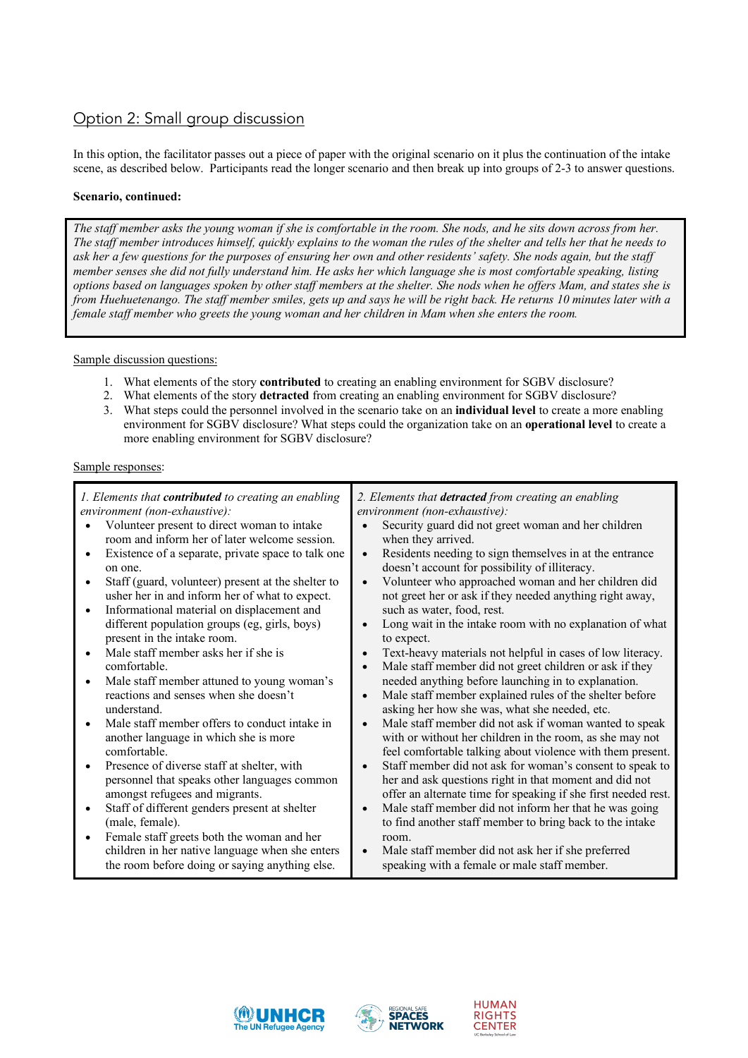## Option 2: Small group discussion

In this option, the facilitator passes out a piece of paper with the original scenario on it plus the continuation of the intake scene, as described below. Participants read the longer scenario and then break up into groups of 2-3 to answer questions.

**Scenario, continued:**

*The staff member asks the young woman if she is comfortable in the room. She nods, and he sits down across from her. The staff member introduces himself, quickly explains to the woman the rules of the shelter and tells her that he needs to ask her a few questions for the purposes of ensuring her own and other residents' safety. She nods again, but the staff member senses she did not fully understand him. He asks her which language she is most comfortable speaking, listing options based on languages spoken by other staff members at the shelter. She nods when he offers Mam, and states she is from Huehuetenango. The staff member smiles, gets up and says he will be right back. He returns 10 minutes later with a female staff member who greets the young woman and her children in Mam when she enters the room.*

Sample discussion questions:

1. What elements of the story **contributed** to creating an enabling environment for SGBV disclosure?
2. What elements of the story **detracted** from creating an enabling environment for SGBV disclosure?
3. What steps could the personnel involved in the scenario take on an **individual level** to create a more enabling environment for SGBV disclosure? What steps could the organization take on an **operational level** to create a more enabling environment for SGBV disclosure?

Sample responses:

| *1. Elements that* ***contributed*** *to creating an enabling environment (non-exhaustive):* | *2. Elements that* ***detracted*** *from creating an enabling environment (non-exhaustive):* |
|---|---|
| • Volunteer present to direct woman to intake room and inform her of later welcome session.<br>• Existence of a separate, private space to talk one on one.<br>• Staff (guard, volunteer) present at the shelter to usher her in and inform her of what to expect.<br>• Informational material on displacement and different population groups (eg, girls, boys) present in the intake room.<br>• Male staff member asks her if she is comfortable.<br>• Male staff member attuned to young woman's reactions and senses when she doesn't understand.<br>• Male staff member offers to conduct intake in another language in which she is more comfortable.<br>• Presence of diverse staff at shelter, with personnel that speaks other languages common amongst refugees and migrants.<br>• Staff of different genders present at shelter (male, female).<br>• Female staff greets both the woman and her children in her native language when she enters the room before doing or saying anything else. | • Security guard did not greet woman and her children when they arrived.<br>• Residents needing to sign themselves in at the entrance doesn't account for possibility of illiteracy.<br>• Volunteer who approached woman and her children did not greet her or ask if they needed anything right away, such as water, food, rest.<br>• Long wait in the intake room with no explanation of what to expect.<br>• Text-heavy materials not helpful in cases of low literacy.<br>• Male staff member did not greet children or ask if they needed anything before launching in to explanation.<br>• Male staff member explained rules of the shelter before asking her how she was, what she needed, etc.<br>• Male staff member did not ask if woman wanted to speak with or without her children in the room, as she may not feel comfortable talking about violence with them present.<br>• Staff member did not ask for woman's consent to speak to her and ask questions right in that moment and did not offer an alternate time for speaking if she first needed rest.<br>• Male staff member did not inform her that he was going to find another staff member to bring back to the intake room.<br>• Male staff member did not ask her if she preferred speaking with a female or male staff member. |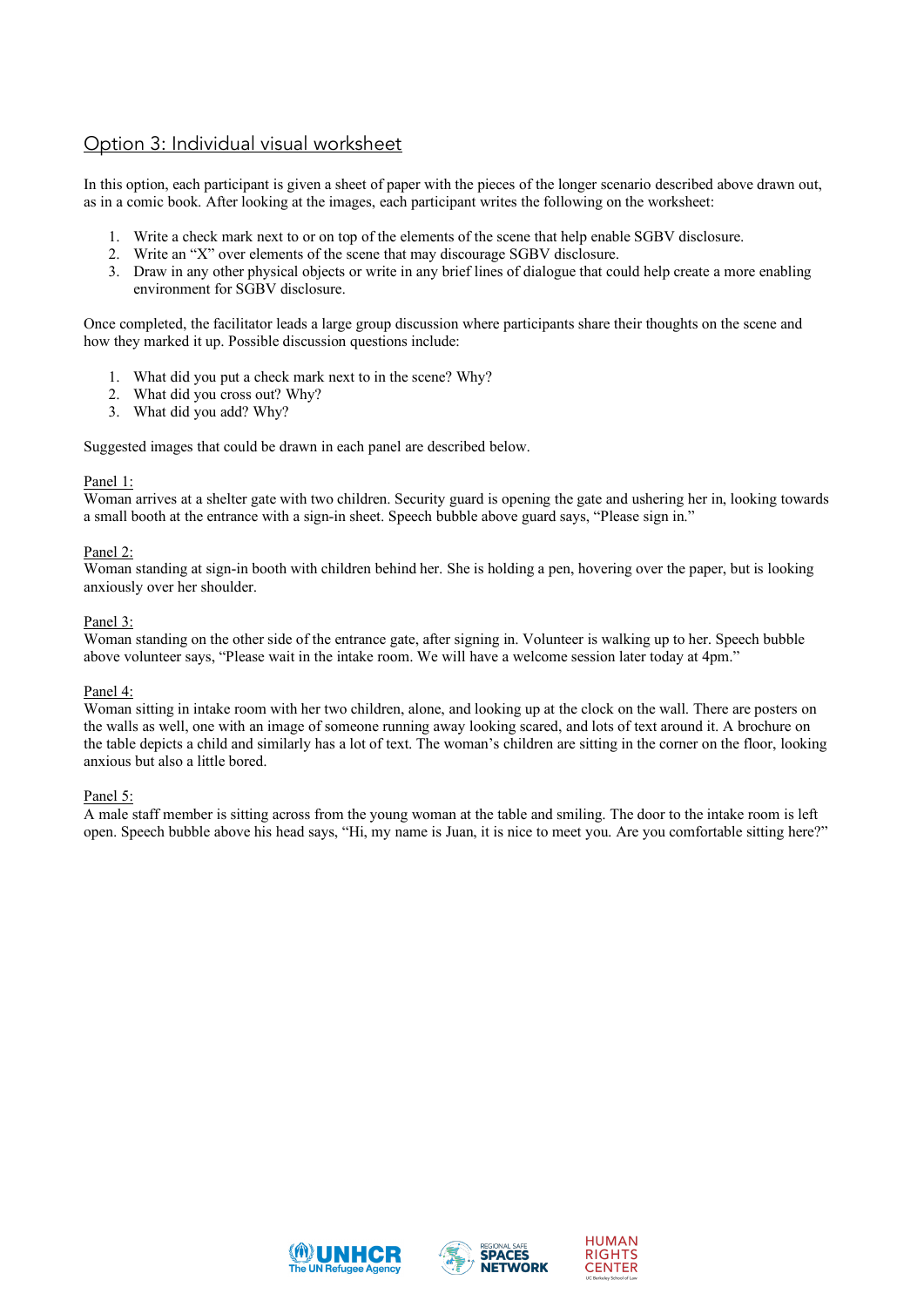## Option 3: Individual visual worksheet

In this option, each participant is given a sheet of paper with the pieces of the longer scenario described above drawn out, as in a comic book. After looking at the images, each participant writes the following on the worksheet:

1. Write a check mark next to or on top of the elements of the scene that help enable SGBV disclosure.
2. Write an "X" over elements of the scene that may discourage SGBV disclosure.
3. Draw in any other physical objects or write in any brief lines of dialogue that could help create a more enabling environment for SGBV disclosure.

Once completed, the facilitator leads a large group discussion where participants share their thoughts on the scene and how they marked it up. Possible discussion questions include:

1. What did you put a check mark next to in the scene? Why?
2. What did you cross out? Why?
3. What did you add? Why?

Suggested images that could be drawn in each panel are described below.

Panel 1:
Woman arrives at a shelter gate with two children. Security guard is opening the gate and ushering her in, looking towards a small booth at the entrance with a sign-in sheet. Speech bubble above guard says, "Please sign in."

Panel 2:
Woman standing at sign-in booth with children behind her. She is holding a pen, hovering over the paper, but is looking anxiously over her shoulder.

Panel 3:
Woman standing on the other side of the entrance gate, after signing in. Volunteer is walking up to her. Speech bubble above volunteer says, "Please wait in the intake room. We will have a welcome session later today at 4pm."

Panel 4:
Woman sitting in intake room with her two children, alone, and looking up at the clock on the wall. There are posters on the walls as well, one with an image of someone running away looking scared, and lots of text around it. A brochure on the table depicts a child and similarly has a lot of text. The woman's children are sitting in the corner on the floor, looking anxious but also a little bored.

Panel 5:
A male staff member is sitting across from the young woman at the table and smiling. The door to the intake room is left open. Speech bubble above his head says, "Hi, my name is Juan, it is nice to meet you. Are you comfortable sitting here?"